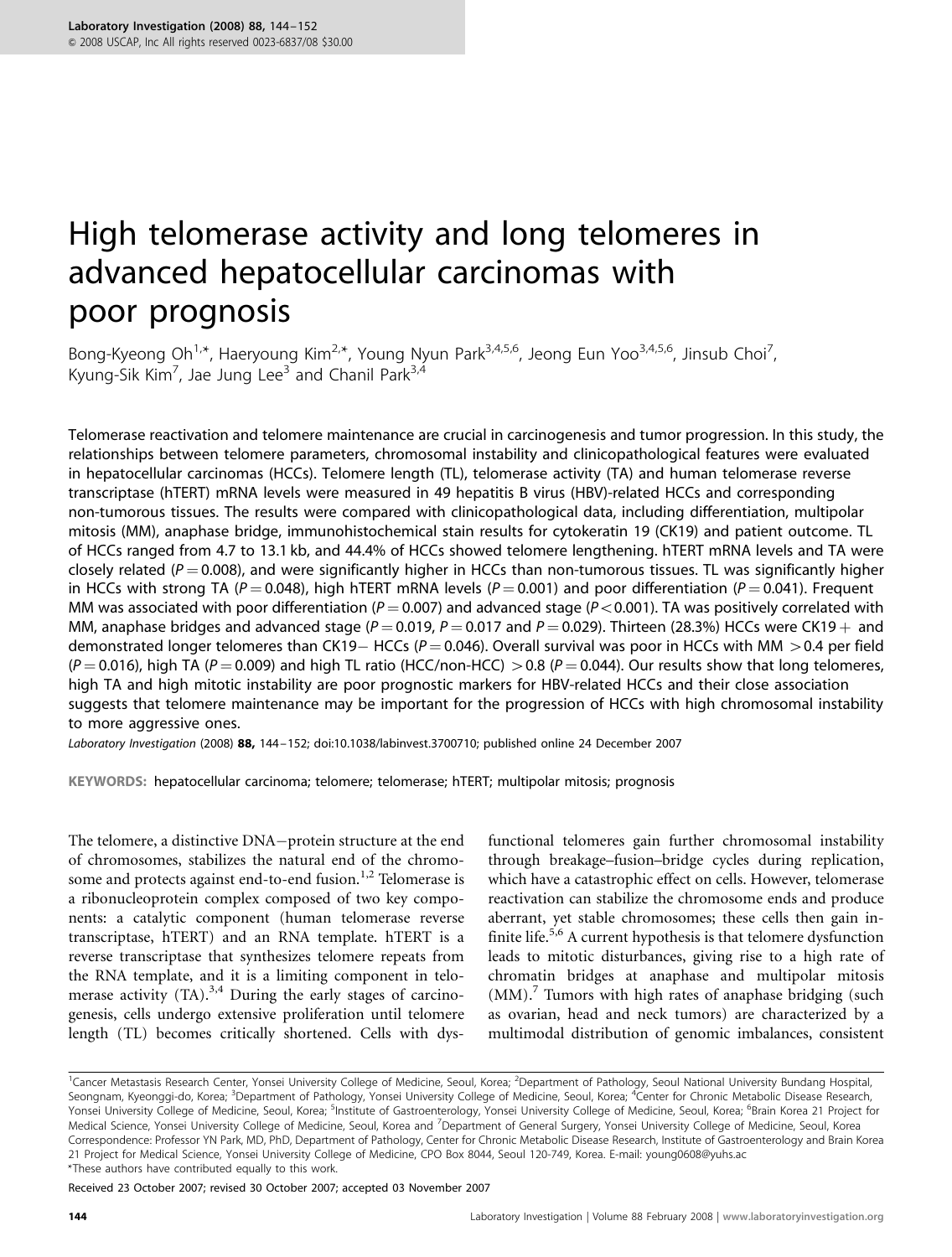# High telomerase activity and long telomeres in advanced hepatocellular carcinomas with poor prognosis

Bong-Kyeong Oh[1,*], Haeryoung Kim[2,*], Young Nyun Park[3,4,5,6], Jeong Eun Yoo[3,4,5,6], Jinsub Choi[7], Kyung-Sik Kim[7], Jae Jung Lee[3] and Chanil Park[3,4]

Telomerase reactivation and telomere maintenance are crucial in carcinogenesis and tumor progression. In this study, the relationships between telomere parameters, chromosomal instability and clinicopathological features were evaluated in hepatocellular carcinomas (HCCs). Telomere length (TL), telomerase activity (TA) and human telomerase reverse transcriptase (hTERT) mRNA levels were measured in 49 hepatitis B virus (HBV)-related HCCs and corresponding non-tumorous tissues. The results were compared with clinicopathological data, including differentiation, multipolar mitosis (MM), anaphase bridge, immunohistochemical stain results for cytokeratin 19 (CK19) and patient outcome. TL of HCCs ranged from 4.7 to 13.1 kb, and 44.4% of HCCs showed telomere lengthening. hTERT mRNA levels and TA were closely related ($P = 0.008$), and were significantly higher in HCCs than non-tumorous tissues. TL was significantly higher in HCCs with strong TA ($P = 0.048$), high hTERT mRNA levels ($P = 0.001$) and poor differentiation ($P = 0.041$). Frequent MM was associated with poor differentiation ($P = 0.007$) and advanced stage ($P < 0.001$). TA was positively correlated with MM, anaphase bridges and advanced stage ($P = 0.019$, $P = 0.017$ and $P = 0.029$). Thirteen (28.3%) HCCs were CK19+ and demonstrated longer telomeres than CK19− HCCs ($P = 0.046$). Overall survival was poor in HCCs with MM $> 0.4$ per field ($P = 0.016$), high TA ($P = 0.009$) and high TL ratio (HCC/non-HCC) $> 0.8$ ($P = 0.044$). Our results show that long telomeres, high TA and high mitotic instability are poor prognostic markers for HBV-related HCCs and their close association suggests that telomere maintenance may be important for the progression of HCCs with high chromosomal instability to more aggressive ones.

*Laboratory Investigation* (2008) **88,** 144–152; doi:10.1038/labinvest.3700710; published online 24 December 2007

**KEYWORDS:** hepatocellular carcinoma; telomere; telomerase; hTERT; multipolar mitosis; prognosis

The telomere, a distinctive DNA−protein structure at the end of chromosomes, stabilizes the natural end of the chromosome and protects against end-to-end fusion.[1,2] Telomerase is a ribonucleoprotein complex composed of two key components: a catalytic component (human telomerase reverse transcriptase, hTERT) and an RNA template. hTERT is a reverse transcriptase that synthesizes telomere repeats from the RNA template, and it is a limiting component in telomerase activity (TA).[3,4] During the early stages of carcinogenesis, cells undergo extensive proliferation until telomere length (TL) becomes critically shortened. Cells with dysfunctional telomeres gain further chromosomal instability through breakage–fusion–bridge cycles during replication, which have a catastrophic effect on cells. However, telomerase reactivation can stabilize the chromosome ends and produce aberrant, yet stable chromosomes; these cells then gain infinite life.[5,6] A current hypothesis is that telomere dysfunction leads to mitotic disturbances, giving rise to a high rate of chromatin bridges at anaphase and multipolar mitosis (MM).[7] Tumors with high rates of anaphase bridging (such as ovarian, head and neck tumors) are characterized by a multimodal distribution of genomic imbalances, consistent

[1]Cancer Metastasis Research Center, Yonsei University College of Medicine, Seoul, Korea; [2]Department of Pathology, Seoul National University Bundang Hospital, Seongnam, Kyeonggi-do, Korea; [3]Department of Pathology, Yonsei University College of Medicine, Seoul, Korea; [4]Center for Chronic Metabolic Disease Research, Yonsei University College of Medicine, Seoul, Korea; [5]Institute of Gastroenterology, Yonsei University College of Medicine, Seoul, Korea; [6]Brain Korea 21 Project for Medical Science, Yonsei University College of Medicine, Seoul, Korea and [7]Department of General Surgery, Yonsei University College of Medicine, Seoul, Korea

Correspondence: Professor YN Park, MD, PhD, Department of Pathology, Center for Chronic Metabolic Disease Research, Institute of Gastroenterology and Brain Korea 21 Project for Medical Science, Yonsei University College of Medicine, CPO Box 8044, Seoul 120-749, Korea. E-mail: young0608@yuhs.ac

*These authors have contributed equally to this work.

Received 23 October 2007; revised 30 October 2007; accepted 03 November 2007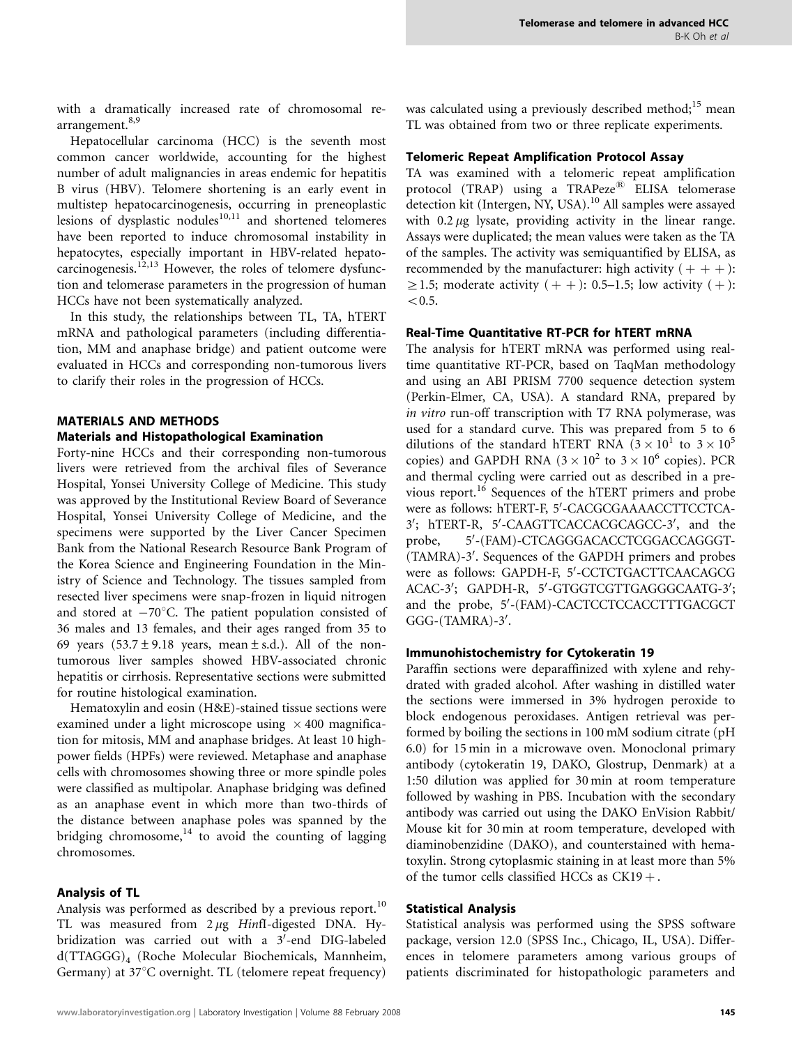with a dramatically increased rate of chromosomal rearrangement.[8,9]

Hepatocellular carcinoma (HCC) is the seventh most common cancer worldwide, accounting for the highest number of adult malignancies in areas endemic for hepatitis B virus (HBV). Telomere shortening is an early event in multistep hepatocarcinogenesis, occurring in preneoplastic lesions of dysplastic nodules[10,11] and shortened telomeres have been reported to induce chromosomal instability in hepatocytes, especially important in HBV-related hepatocarcinogenesis.[12,13] However, the roles of telomere dysfunction and telomerase parameters in the progression of human HCCs have not been systematically analyzed.

In this study, the relationships between TL, TA, hTERT mRNA and pathological parameters (including differentiation, MM and anaphase bridge) and patient outcome were evaluated in HCCs and corresponding non-tumorous livers to clarify their roles in the progression of HCCs.

## MATERIALS AND METHODS

### Materials and Histopathological Examination

Forty-nine HCCs and their corresponding non-tumorous livers were retrieved from the archival files of Severance Hospital, Yonsei University College of Medicine. This study was approved by the Institutional Review Board of Severance Hospital, Yonsei University College of Medicine, and the specimens were supported by the Liver Cancer Specimen Bank from the National Research Resource Bank Program of the Korea Science and Engineering Foundation in the Ministry of Science and Technology. The tissues sampled from resected liver specimens were snap-frozen in liquid nitrogen and stored at $-70^{\circ}$C. The patient population consisted of 36 males and 13 females, and their ages ranged from 35 to 69 years ($53.7 \pm 9.18$ years, mean $\pm$ s.d.). All of the non-tumorous liver samples showed HBV-associated chronic hepatitis or cirrhosis. Representative sections were submitted for routine histological examination.

Hematoxylin and eosin (H&E)-stained tissue sections were examined under a light microscope using $\times 400$ magnification for mitosis, MM and anaphase bridges. At least 10 high-power fields (HPFs) were reviewed. Metaphase and anaphase cells with chromosomes showing three or more spindle poles were classified as multipolar. Anaphase bridging was defined as an anaphase event in which more than two-thirds of the distance between anaphase poles was spanned by the bridging chromosome,[14] to avoid the counting of lagging chromosomes.

### Analysis of TL

Analysis was performed as described by a previous report.[10] TL was measured from 2 $\mu$g *Hin*fI-digested DNA. Hybridization was carried out with a 3′-end DIG-labeled $d(TTAGGG)_4$ (Roche Molecular Biochemicals, Mannheim, Germany) at $37^{\circ}$C overnight. TL (telomere repeat frequency) was calculated using a previously described method;[15] mean TL was obtained from two or three replicate experiments.

### Telomeric Repeat Amplification Protocol Assay

TA was examined with a telomeric repeat amplification protocol (TRAP) using a TRAPeze® ELISA telomerase detection kit (Intergen, NY, USA).[10] All samples were assayed with 0.2 $\mu$g lysate, providing activity in the linear range. Assays were duplicated; the mean values were taken as the TA of the samples. The activity was semiquantified by ELISA, as recommended by the manufacturer: high activity (+ + +): $\geq 1.5$; moderate activity (+ +): 0.5–1.5; low activity (+): $<0.5$.

### Real-Time Quantitative RT-PCR for hTERT mRNA

The analysis for hTERT mRNA was performed using real-time quantitative RT-PCR, based on TaqMan methodology and using an ABI PRISM 7700 sequence detection system (Perkin-Elmer, CA, USA). A standard RNA, prepared by *in vitro* run-off transcription with T7 RNA polymerase, was used for a standard curve. This was prepared from 5 to 6 dilutions of the standard hTERT RNA ($3 \times 10^1$ to $3 \times 10^5$ copies) and GAPDH RNA ($3 \times 10^2$ to $3 \times 10^6$ copies). PCR and thermal cycling were carried out as described in a previous report.[16] Sequences of the hTERT primers and probe were as follows: hTERT-F, 5′-CACGCGAAAACCTTCCTCA-3′; hTERT-R, 5′-CAAGTTCACCACGCAGCC-3′, and the probe, 5′-(FAM)-CTCAGGGACACCTCGGACCAGGGT-(TAMRA)-3′. Sequences of the GAPDH primers and probes were as follows: GAPDH-F, 5′-CCTCTGACTTCAACAGCG ACAC-3′; GAPDH-R, 5′-GTGGTCGTTGAGGGCAATG-3′; and the probe, 5′-(FAM)-CACTCCTCCACCTTTGACGCT GGG-(TAMRA)-3′.

### Immunohistochemistry for Cytokeratin 19

Paraffin sections were deparaffinized with xylene and rehydrated with graded alcohol. After washing in distilled water the sections were immersed in 3% hydrogen peroxide to block endogenous peroxidases. Antigen retrieval was performed by boiling the sections in 100 mM sodium citrate (pH 6.0) for 15 min in a microwave oven. Monoclonal primary antibody (cytokeratin 19, DAKO, Glostrup, Denmark) at a 1:50 dilution was applied for 30 min at room temperature followed by washing in PBS. Incubation with the secondary antibody was carried out using the DAKO EnVision Rabbit/Mouse kit for 30 min at room temperature, developed with diaminobenzidine (DAKO), and counterstained with hematoxylin. Strong cytoplasmic staining in at least more than 5% of the tumor cells classified HCCs as CK19+.

### Statistical Analysis

Statistical analysis was performed using the SPSS software package, version 12.0 (SPSS Inc., Chicago, IL, USA). Differences in telomere parameters among various groups of patients discriminated for histopathologic parameters and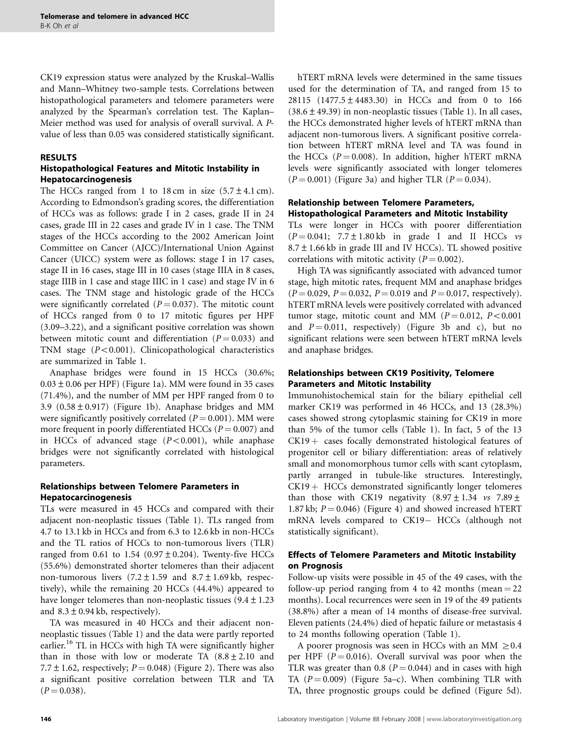CK19 expression status were analyzed by the Kruskal–Wallis and Mann–Whitney two-sample tests. Correlations between histopathological parameters and telomere parameters were analyzed by the Spearman's correlation test. The Kaplan–Meier method was used for analysis of overall survival. A $P$-value of less than 0.05 was considered statistically significant.

## RESULTS

### Histopathological Features and Mitotic Instability in Hepatocarcinogenesis

The HCCs ranged from 1 to 18 cm in size ($5.7 \pm 4.1$ cm). According to Edmondson's grading scores, the differentiation of HCCs was as follows: grade I in 2 cases, grade II in 24 cases, grade III in 22 cases and grade IV in 1 case. The TNM stages of the HCCs according to the 2002 American Joint Committee on Cancer (AJCC)/International Union Against Cancer (UICC) system were as follows: stage I in 17 cases, stage II in 16 cases, stage III in 10 cases (stage IIIA in 8 cases, stage IIIB in 1 case and stage IIIC in 1 case) and stage IV in 6 cases. The TNM stage and histologic grade of the HCCs were significantly correlated ($P = 0.037$). The mitotic count of HCCs ranged from 0 to 17 mitotic figures per HPF (3.09–3.22), and a significant positive correlation was shown between mitotic count and differentiation ($P = 0.033$) and TNM stage ($P < 0.001$). Clinicopathological characteristics are summarized in Table 1.

Anaphase bridges were found in 15 HCCs (30.6%; $0.03 \pm 0.06$ per HPF) (Figure 1a). MM were found in 35 cases (71.4%), and the number of MM per HPF ranged from 0 to 3.9 ($0.58 \pm 0.917$) (Figure 1b). Anaphase bridges and MM were significantly positively correlated ($P = 0.001$). MM were more frequent in poorly differentiated HCCs ($P = 0.007$) and in HCCs of advanced stage ($P < 0.001$), while anaphase bridges were not significantly correlated with histological parameters.

### Relationships between Telomere Parameters in Hepatocarcinogenesis

TLs were measured in 45 HCCs and compared with their adjacent non-neoplastic tissues (Table 1). TLs ranged from 4.7 to 13.1 kb in HCCs and from 6.3 to 12.6 kb in non-HCCs and the TL ratios of HCCs to non-tumorous livers (TLR) ranged from 0.61 to 1.54 ($0.97 \pm 0.204$). Twenty-five HCCs (55.6%) demonstrated shorter telomeres than their adjacent non-tumorous livers ($7.2 \pm 1.59$ and $8.7 \pm 1.69$ kb, respectively), while the remaining 20 HCCs (44.4%) appeared to have longer telomeres than non-neoplastic tissues ($9.4 \pm 1.23$ and $8.3 \pm 0.94$ kb, respectively).

TA was measured in 40 HCCs and their adjacent non-neoplastic tissues (Table 1) and the data were partly reported earlier.[16] TL in HCCs with high TA were significantly higher than in those with low or moderate TA ($8.8 \pm 2.10$ and $7.7 \pm 1.62$, respectively; $P = 0.048$) (Figure 2). There was also a significant positive correlation between TLR and TA ($P = 0.038$).

hTERT mRNA levels were determined in the same tissues used for the determination of TA, and ranged from 15 to 28115 ($1477.5 \pm 4483.30$) in HCCs and from 0 to 166 ($38.6 \pm 49.39$) in non-neoplastic tissues (Table 1). In all cases, the HCCs demonstrated higher levels of hTERT mRNA than adjacent non-tumorous livers. A significant positive correlation between hTERT mRNA level and TA was found in the HCCs ($P = 0.008$). In addition, higher hTERT mRNA levels were significantly associated with longer telomeres ($P = 0.001$) (Figure 3a) and higher TLR ($P = 0.034$).

### Relationship between Telomere Parameters, Histopathological Parameters and Mitotic Instability

TLs were longer in HCCs with poorer differentiation ($P = 0.041$; $7.7 \pm 1.80$ kb in grade I and II HCCs *vs* $8.7 \pm 1.66$ kb in grade III and IV HCCs). TL showed positive correlations with mitotic activity ($P = 0.002$).

High TA was significantly associated with advanced tumor stage, high mitotic rates, frequent MM and anaphase bridges ($P = 0.029$, $P = 0.032$, $P = 0.019$ and $P = 0.017$, respectively). hTERT mRNA levels were positively correlated with advanced tumor stage, mitotic count and MM ($P = 0.012$, $P < 0.001$ and $P = 0.011$, respectively) (Figure 3b and c), but no significant relations were seen between hTERT mRNA levels and anaphase bridges.

### Relationships between CK19 Positivity, Telomere Parameters and Mitotic Instability

Immunohistochemical stain for the biliary epithelial cell marker CK19 was performed in 46 HCCs, and 13 (28.3%) cases showed strong cytoplasmic staining for CK19 in more than 5% of the tumor cells (Table 1). In fact, 5 of the 13 CK19+ cases focally demonstrated histological features of progenitor cell or biliary differentiation: areas of relatively small and monomorphous tumor cells with scant cytoplasm, partly arranged in tubule-like structures. Interestingly, CK19+ HCCs demonstrated significantly longer telomeres than those with CK19 negativity ($8.97 \pm 1.34$ *vs* $7.89 \pm 1.87$ kb; $P = 0.046$) (Figure 4) and showed increased hTERT mRNA levels compared to CK19− HCCs (although not statistically significant).

### Effects of Telomere Parameters and Mitotic Instability on Prognosis

Follow-up visits were possible in 45 of the 49 cases, with the follow-up period ranging from 4 to 42 months (mean = 22 months). Local recurrences were seen in 19 of the 49 patients (38.8%) after a mean of 14 months of disease-free survival. Eleven patients (24.4%) died of hepatic failure or metastasis 4 to 24 months following operation (Table 1).

A poorer prognosis was seen in HCCs with an MM $\geq 0.4$ per HPF ($P = 0.016$). Overall survival was poor when the TLR was greater than 0.8 ($P = 0.044$) and in cases with high TA ($P = 0.009$) (Figure 5a–c). When combining TLR with TA, three prognostic groups could be defined (Figure 5d).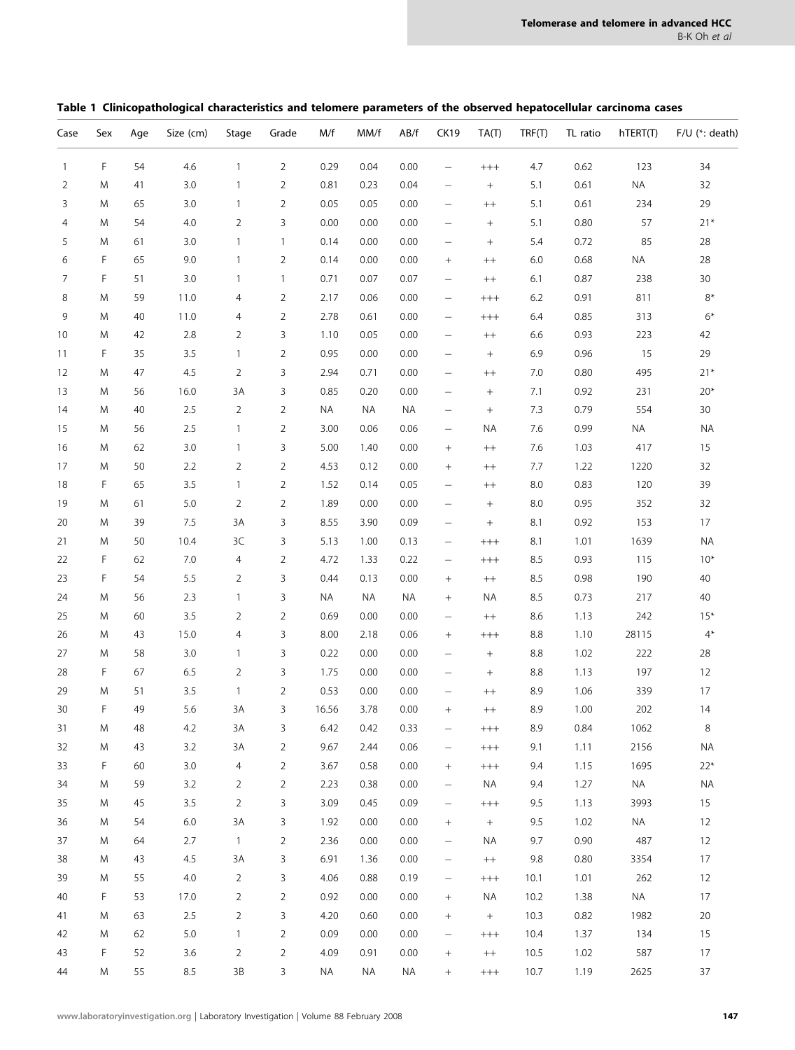**Table 1 Clinicopathological characteristics and telomere parameters of the observed hepatocellular carcinoma cases**

| Case | Sex | Age | Size (cm) | Stage | Grade | M/f | MM/f | AB/f | CK19 | TA(T) | TRF(T) | TL ratio | hTERT(T) | F/U (*: death) |
|---|---|---|---|---|---|---|---|---|---|---|---|---|---|---|
| 1 | F | 54 | 4.6 | 1 | 2 | 0.29 | 0.04 | 0.00 | − | +++ | 4.7 | 0.62 | 123 | 34 |
| 2 | M | 41 | 3.0 | 1 | 2 | 0.81 | 0.23 | 0.04 | − | + | 5.1 | 0.61 | NA | 32 |
| 3 | M | 65 | 3.0 | 1 | 2 | 0.05 | 0.05 | 0.00 | − | ++ | 5.1 | 0.61 | 234 | 29 |
| 4 | M | 54 | 4.0 | 2 | 3 | 0.00 | 0.00 | 0.00 | − | + | 5.1 | 0.80 | 57 | 21* |
| 5 | M | 61 | 3.0 | 1 | 1 | 0.14 | 0.00 | 0.00 | − | + | 5.4 | 0.72 | 85 | 28 |
| 6 | F | 65 | 9.0 | 1 | 2 | 0.14 | 0.00 | 0.00 | + | ++ | 6.0 | 0.68 | NA | 28 |
| 7 | F | 51 | 3.0 | 1 | 1 | 0.71 | 0.07 | 0.07 | − | ++ | 6.1 | 0.87 | 238 | 30 |
| 8 | M | 59 | 11.0 | 4 | 2 | 2.17 | 0.06 | 0.00 | − | +++ | 6.2 | 0.91 | 811 | 8* |
| 9 | M | 40 | 11.0 | 4 | 2 | 2.78 | 0.61 | 0.00 | − | +++ | 6.4 | 0.85 | 313 | 6* |
| 10 | M | 42 | 2.8 | 2 | 3 | 1.10 | 0.05 | 0.00 | − | ++ | 6.6 | 0.93 | 223 | 42 |
| 11 | F | 35 | 3.5 | 1 | 2 | 0.95 | 0.00 | 0.00 | − | + | 6.9 | 0.96 | 15 | 29 |
| 12 | M | 47 | 4.5 | 2 | 3 | 2.94 | 0.71 | 0.00 | − | ++ | 7.0 | 0.80 | 495 | 21* |
| 13 | M | 56 | 16.0 | 3A | 3 | 0.85 | 0.20 | 0.00 | − | + | 7.1 | 0.92 | 231 | 20* |
| 14 | M | 40 | 2.5 | 2 | 2 | NA | NA | NA | − | + | 7.3 | 0.79 | 554 | 30 |
| 15 | M | 56 | 2.5 | 1 | 2 | 3.00 | 0.06 | 0.06 | − | NA | 7.6 | 0.99 | NA | NA |
| 16 | M | 62 | 3.0 | 1 | 3 | 5.00 | 1.40 | 0.00 | + | ++ | 7.6 | 1.03 | 417 | 15 |
| 17 | M | 50 | 2.2 | 2 | 2 | 4.53 | 0.12 | 0.00 | + | ++ | 7.7 | 1.22 | 1220 | 32 |
| 18 | F | 65 | 3.5 | 1 | 2 | 1.52 | 0.14 | 0.05 | − | ++ | 8.0 | 0.83 | 120 | 39 |
| 19 | M | 61 | 5.0 | 2 | 2 | 1.89 | 0.00 | 0.00 | − | + | 8.0 | 0.95 | 352 | 32 |
| 20 | M | 39 | 7.5 | 3A | 3 | 8.55 | 3.90 | 0.09 | − | + | 8.1 | 0.92 | 153 | 17 |
| 21 | M | 50 | 10.4 | 3C | 3 | 5.13 | 1.00 | 0.13 | − | +++ | 8.1 | 1.01 | 1639 | NA |
| 22 | F | 62 | 7.0 | 4 | 2 | 4.72 | 1.33 | 0.22 | − | +++ | 8.5 | 0.93 | 115 | 10* |
| 23 | F | 54 | 5.5 | 2 | 3 | 0.44 | 0.13 | 0.00 | + | ++ | 8.5 | 0.98 | 190 | 40 |
| 24 | M | 56 | 2.3 | 1 | 3 | NA | NA | NA | + | NA | 8.5 | 0.73 | 217 | 40 |
| 25 | M | 60 | 3.5 | 2 | 2 | 0.69 | 0.00 | 0.00 | − | ++ | 8.6 | 1.13 | 242 | 15* |
| 26 | M | 43 | 15.0 | 4 | 3 | 8.00 | 2.18 | 0.06 | + | +++ | 8.8 | 1.10 | 28115 | 4* |
| 27 | M | 58 | 3.0 | 1 | 3 | 0.22 | 0.00 | 0.00 | − | + | 8.8 | 1.02 | 222 | 28 |
| 28 | F | 67 | 6.5 | 2 | 3 | 1.75 | 0.00 | 0.00 | − | + | 8.8 | 1.13 | 197 | 12 |
| 29 | M | 51 | 3.5 | 1 | 2 | 0.53 | 0.00 | 0.00 | − | ++ | 8.9 | 1.06 | 339 | 17 |
| 30 | F | 49 | 5.6 | 3A | 3 | 16.56 | 3.78 | 0.00 | + | ++ | 8.9 | 1.00 | 202 | 14 |
| 31 | M | 48 | 4.2 | 3A | 3 | 6.42 | 0.42 | 0.33 | − | +++ | 8.9 | 0.84 | 1062 | 8 |
| 32 | M | 43 | 3.2 | 3A | 2 | 9.67 | 2.44 | 0.06 | − | +++ | 9.1 | 1.11 | 2156 | NA |
| 33 | F | 60 | 3.0 | 4 | 2 | 3.67 | 0.58 | 0.00 | + | +++ | 9.4 | 1.15 | 1695 | 22* |
| 34 | M | 59 | 3.2 | 2 | 2 | 2.23 | 0.38 | 0.00 | − | NA | 9.4 | 1.27 | NA | NA |
| 35 | M | 45 | 3.5 | 2 | 3 | 3.09 | 0.45 | 0.09 | − | +++ | 9.5 | 1.13 | 3993 | 15 |
| 36 | M | 54 | 6.0 | 3A | 3 | 1.92 | 0.00 | 0.00 | + | + | 9.5 | 1.02 | NA | 12 |
| 37 | M | 64 | 2.7 | 1 | 2 | 2.36 | 0.00 | 0.00 | − | NA | 9.7 | 0.90 | 487 | 12 |
| 38 | M | 43 | 4.5 | 3A | 3 | 6.91 | 1.36 | 0.00 | − | ++ | 9.8 | 0.80 | 3354 | 17 |
| 39 | M | 55 | 4.0 | 2 | 3 | 4.06 | 0.88 | 0.19 | − | +++ | 10.1 | 1.01 | 262 | 12 |
| 40 | F | 53 | 17.0 | 2 | 2 | 0.92 | 0.00 | 0.00 | + | NA | 10.2 | 1.38 | NA | 17 |
| 41 | M | 63 | 2.5 | 2 | 3 | 4.20 | 0.60 | 0.00 | + | + | 10.3 | 0.82 | 1982 | 20 |
| 42 | M | 62 | 5.0 | 1 | 2 | 0.09 | 0.00 | 0.00 | − | +++ | 10.4 | 1.37 | 134 | 15 |
| 43 | F | 52 | 3.6 | 2 | 2 | 4.09 | 0.91 | 0.00 | + | ++ | 10.5 | 1.02 | 587 | 17 |
| 44 | M | 55 | 8.5 | 3B | 3 | NA | NA | NA | + | +++ | 10.7 | 1.19 | 2625 | 37 |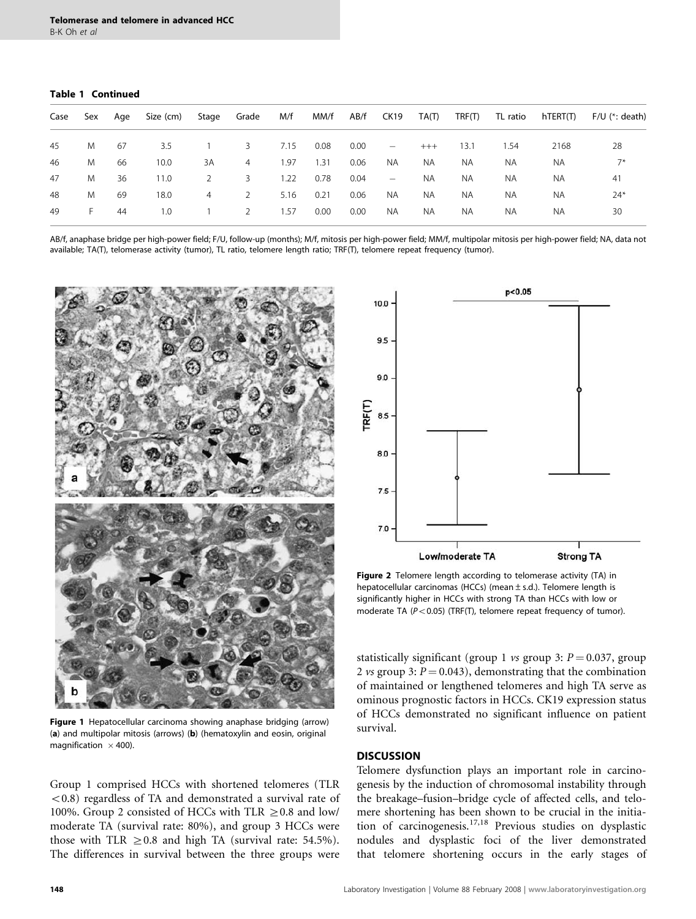**Table 1 Continued**

| Case | Sex | Age | Size (cm) | Stage | Grade | M/f | MM/f | AB/f | CK19 | TA(T) | TRF(T) | TL ratio | hTERT(T) | F/U (*: death) |
|---|---|---|---|---|---|---|---|---|---|---|---|---|---|---|
| 45 | M | 67 | 3.5 | 1 | 3 | 7.15 | 0.08 | 0.00 | − | +++ | 13.1 | 1.54 | 2168 | 28 |
| 46 | M | 66 | 10.0 | 3A | 4 | 1.97 | 1.31 | 0.06 | NA | NA | NA | NA | NA | 7* |
| 47 | M | 36 | 11.0 | 2 | 3 | 1.22 | 0.78 | 0.04 | − | NA | NA | NA | NA | 41 |
| 48 | M | 69 | 18.0 | 4 | 2 | 5.16 | 0.21 | 0.06 | NA | NA | NA | NA | NA | 24* |
| 49 | F | 44 | 1.0 | 1 | 2 | 1.57 | 0.00 | 0.00 | NA | NA | NA | NA | NA | 30 |

AB/f, anaphase bridge per high-power field; F/U, follow-up (months); M/f, mitosis per high-power field; MM/f, multipolar mitosis per high-power field; NA, data not available; TA(T), telomerase activity (tumor), TL ratio, telomere length ratio; TRF(T), telomere repeat frequency (tumor).

**Figure 1** Hepatocellular carcinoma showing anaphase bridging (arrow) (**a**) and multipolar mitosis (arrows) (**b**) (hematoxylin and eosin, original magnification ×400).

**Figure 2** Telomere length according to telomerase activity (TA) in hepatocellular carcinomas (HCCs) (mean ± s.d.). Telomere length is significantly higher in HCCs with strong TA than HCCs with low or moderate TA ($P < 0.05$) (TRF(T), telomere repeat frequency of tumor).

Group 1 comprised HCCs with shortened telomeres (TLR $<0.8$) regardless of TA and demonstrated a survival rate of 100%. Group 2 consisted of HCCs with TLR $\geq 0.8$ and low/moderate TA (survival rate: 80%), and group 3 HCCs were those with TLR $\geq 0.8$ and high TA (survival rate: 54.5%). The differences in survival between the three groups were statistically significant (group 1 *vs* group 3: $P = 0.037$, group 2 *vs* group 3: $P = 0.043$), demonstrating that the combination of maintained or lengthened telomeres and high TA serve as ominous prognostic factors in HCCs. CK19 expression status of HCCs demonstrated no significant influence on patient survival.

## DISCUSSION

Telomere dysfunction plays an important role in carcinogenesis by the induction of chromosomal instability through the breakage–fusion–bridge cycle of affected cells, and telomere shortening has been shown to be crucial in the initiation of carcinogenesis.[17,18] Previous studies on dysplastic nodules and dysplastic foci of the liver demonstrated that telomere shortening occurs in the early stages of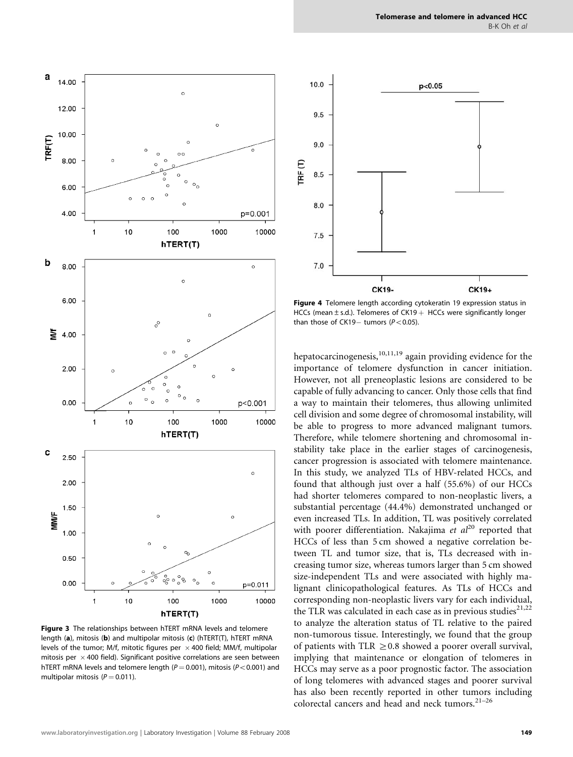Figure 3 The relationships between hTERT mRNA levels and telomere length (**a**), mitosis (**b**) and multipolar mitosis (**c**) (hTERT(T), hTERT mRNA levels of the tumor; M/f, mitotic figures per $\times 400$ field; MM/f, multipolar mitosis per $\times 400$ field). Significant positive correlations are seen between hTERT mRNA levels and telomere length ($P = 0.001$), mitosis ($P < 0.001$) and multipolar mitosis ($P = 0.011$).

Figure 4 Telomere length according cytokeratin 19 expression status in HCCs (mean ± s.d.). Telomeres of CK19+ HCCs were significantly longer than those of CK19− tumors ($P < 0.05$).

hepatocarcinogenesis,[10,11,19] again providing evidence for the importance of telomere dysfunction in cancer initiation. However, not all preneoplastic lesions are considered to be capable of fully advancing to cancer. Only those cells that find a way to maintain their telomeres, thus allowing unlimited cell division and some degree of chromosomal instability, will be able to progress to more advanced malignant tumors. Therefore, while telomere shortening and chromosomal instability take place in the earlier stages of carcinogenesis, cancer progression is associated with telomere maintenance. In this study, we analyzed TLs of HBV-related HCCs, and found that although just over a half (55.6%) of our HCCs had shorter telomeres compared to non-neoplastic livers, a substantial percentage (44.4%) demonstrated unchanged or even increased TLs. In addition, TL was positively correlated with poorer differentiation. Nakajima *et al*[20] reported that HCCs of less than 5 cm showed a negative correlation between TL and tumor size, that is, TLs decreased with increasing tumor size, whereas tumors larger than 5 cm showed size-independent TLs and were associated with highly malignant clinicopathological features. As TLs of HCCs and corresponding non-neoplastic livers vary for each individual, the TLR was calculated in each case as in previous studies[21,22] to analyze the alteration status of TL relative to the paired non-tumorous tissue. Interestingly, we found that the group of patients with TLR $\geq 0.8$ showed a poorer overall survival, implying that maintenance or elongation of telomeres in HCCs may serve as a poor prognostic factor. The association of long telomeres with advanced stages and poorer survival has also been recently reported in other tumors including colorectal cancers and head and neck tumors.[21–26]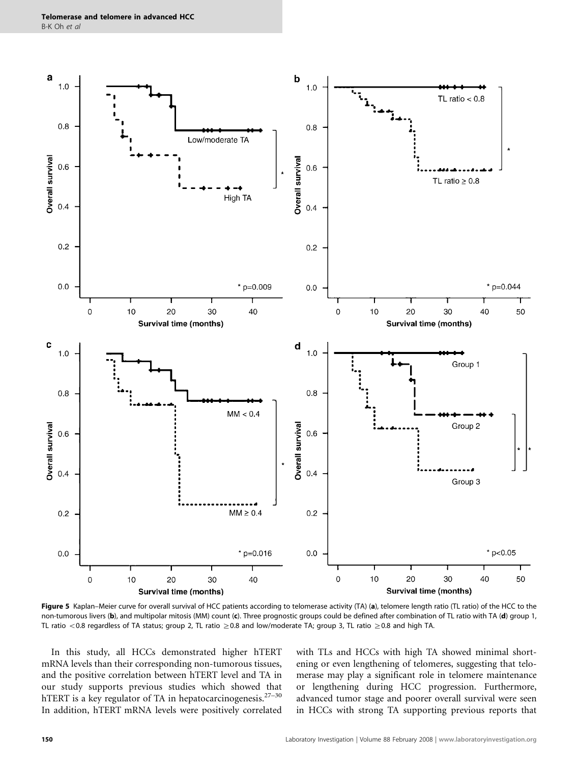**Figure 5** Kaplan–Meier curve for overall survival of HCC patients according to telomerase activity (TA) (**a**), telomere length ratio (TL ratio) of the HCC to the non-tumorous livers (**b**), and multipolar mitosis (MM) count (**c**). Three prognostic groups could be defined after combination of TL ratio with TA (**d**) group 1, TL ratio <0.8 regardless of TA status; group 2, TL ratio ≥0.8 and low/moderate TA; group 3, TL ratio ≥0.8 and high TA.

In this study, all HCCs demonstrated higher hTERT mRNA levels than their corresponding non-tumorous tissues, and the positive correlation between hTERT level and TA in our study supports previous studies which showed that hTERT is a key regulator of TA in hepatocarcinogenesis.[27–30] In addition, hTERT mRNA levels were positively correlated with TLs and HCCs with high TA showed minimal shortening or even lengthening of telomeres, suggesting that telomerase may play a significant role in telomere maintenance or lengthening during HCC progression. Furthermore, advanced tumor stage and poorer overall survival were seen in HCCs with strong TA supporting previous reports that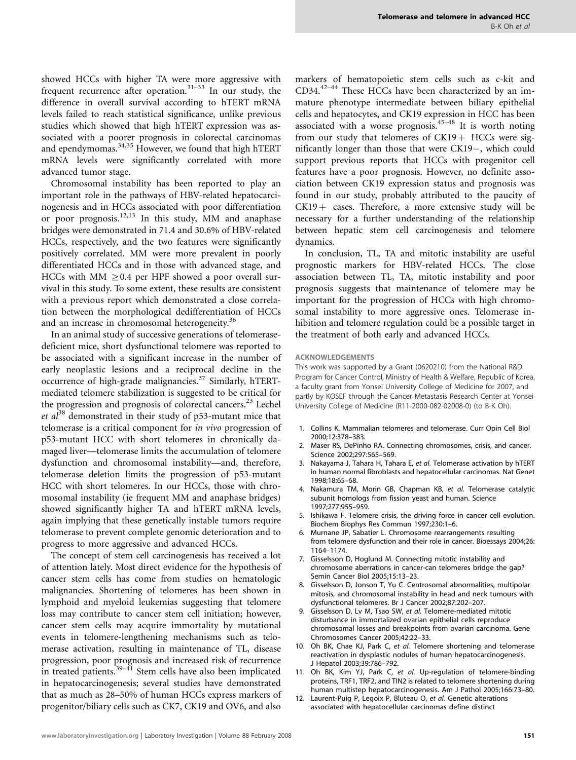showed HCCs with higher TA were more aggressive with frequent recurrence after operation.[31–33] In our study, the difference in overall survival according to hTERT mRNA levels failed to reach statistical significance, unlike previous studies which showed that high hTERT expression was associated with a poorer prognosis in colorectal carcinomas and ependymomas.[34,35] However, we found that high hTERT mRNA levels were significantly correlated with more advanced tumor stage.

Chromosomal instability has been reported to play an important role in the pathways of HBV-related hepatocarcinogenesis and in HCCs associated with poor differentiation or poor prognosis.[12,13] In this study, MM and anaphase bridges were demonstrated in 71.4 and 30.6% of HBV-related HCCs, respectively, and the two features were significantly positively correlated. MM were more prevalent in poorly differentiated HCCs and in those with advanced stage, and HCCs with MM $\geq 0.4$ per HPF showed a poor overall survival in this study. To some extent, these results are consistent with a previous report which demonstrated a close correlation between the morphological dedifferentiation of HCCs and an increase in chromosomal heterogeneity.[36]

In an animal study of successive generations of telomerase-deficient mice, short dysfunctional telomere was reported to be associated with a significant increase in the number of early neoplastic lesions and a reciprocal decline in the occurrence of high-grade malignancies.[37] Similarly, hTERT-mediated telomere stabilization is suggested to be critical for the progression and prognosis of colorectal cancers.[23] Lechel *et al*[38] demonstrated in their study of p53-mutant mice that telomerase is a critical component for *in vivo* progression of p53-mutant HCC with short telomeres in chronically damaged liver—telomerase limits the accumulation of telomere dysfunction and chromosomal instability—and, therefore, telomerase deletion limits the progression of p53-mutant HCC with short telomeres. In our HCCs, those with chromosomal instability (ie frequent MM and anaphase bridges) showed significantly higher TA and hTERT mRNA levels, again implying that these genetically instable tumors require telomerase to prevent complete genomic deterioration and to progress to more aggressive and advanced HCCs.

The concept of stem cell carcinogenesis has received a lot of attention lately. Most direct evidence for the hypothesis of cancer stem cells has come from studies on hematologic malignancies. Shortening of telomeres has been shown in lymphoid and myeloid leukemias suggesting that telomere loss may contribute to cancer stem cell initiation; however, cancer stem cells may acquire immortality by mutational events in telomere-lengthening mechanisms such as telomerase activation, resulting in maintenance of TL, disease progression, poor prognosis and increased risk of recurrence in treated patients.[39–41] Stem cells have also been implicated in hepatocarcinogenesis; several studies have demonstrated that as much as 28–50% of human HCCs express markers of progenitor/biliary cells such as CK7, CK19 and OV6, and also markers of hematopoietic stem cells such as c-kit and CD34.[42–44] These HCCs have been characterized by an immature phenotype intermediate between biliary epithelial cells and hepatocytes, and CK19 expression in HCC has been associated with a worse prognosis.[45–48] It is worth noting from our study that telomeres of CK19+ HCCs were significantly longer than those that were CK19−, which could support previous reports that HCCs with progenitor cell features have a poor prognosis. However, no definite association between CK19 expression status and prognosis was found in our study, probably attributed to the paucity of CK19+ cases. Therefore, a more extensive study will be necessary for a further understanding of the relationship between hepatic stem cell carcinogenesis and telomere dynamics.

In conclusion, TL, TA and mitotic instability are useful prognostic markers for HBV-related HCCs. The close association between TL, TA, mitotic instability and poor prognosis suggests that maintenance of telomere may be important for the progression of HCCs with high chromosomal instability to more aggressive ones. Telomerase inhibition and telomere regulation could be a possible target in the treatment of both early and advanced HCCs.

## ACKNOWLEDGEMENTS

This work was supported by a Grant (0620210) from the National R&D Program for Cancer Control, Ministry of Health & Welfare, Republic of Korea, a faculty grant from Yonsei University College of Medicine for 2007, and partly by KOSEF through the Cancer Metastasis Research Center at Yonsei University College of Medicine (R11-2000-082-02008-0) (to B-K Oh).

1. Collins K. Mammalian telomeres and telomerase. Curr Opin Cell Biol 2000;12:378–383.
2. Maser RS, DePinho RA. Connecting chromosomes, crisis, and cancer. Science 2002;297:565–569.
3. Nakayama J, Tahara H, Tahara E, *et al.* Telomerase activation by hTERT in human normal fibroblasts and hepatocellular carcinomas. Nat Genet 1998;18:65–68.
4. Nakamura TM, Morin GB, Chapman KB, *et al.* Telomerase catalytic subunit homologs from fission yeast and human. Science 1997;277:955–959.
5. Ishikawa F. Telomere crisis, the driving force in cancer cell evolution. Biochem Biophys Res Commun 1997;230:1–6.
6. Murnane JP, Sabatier L. Chromosome rearrangements resulting from telomere dysfunction and their role in cancer. Bioessays 2004;26:1164–1174.
7. Gisselsson D, Hoglund M. Connecting mitotic instability and chromosome aberrations in cancer-can telomeres bridge the gap? Semin Cancer Biol 2005;15:13–23.
8. Gisselsson D, Jonson T, Yu C. Centrosomal abnormalities, multipolar mitosis, and chromosomal instability in head and neck tumours with dysfunctional telomeres. Br J Cancer 2002;87:202–207.
9. Gisselsson D, Lv M, Tsao SW, *et al.* Telomere-mediated mitotic disturbance in immortalized ovarian epithelial cells reproduce chromosomal losses and breakpoints from ovarian carcinoma. Gene Chromosomes Cancer 2005;42:22–33.
10. Oh BK, Chae KJ, Park C, *et al.* Telomere shortening and telomerase reactivation in dysplastic nodules of human hepatocarcinogenesis. J Hepatol 2003;39:786–792.
11. Oh BK, Kim YJ, Park C, *et al.* Up-regulation of telomere-binding proteins, TRF1, TRF2, and TIN2 is related to telomere shortening during human multistep hepatocarcinogenesis. Am J Pathol 2005;166:73–80.
12. Laurent-Puig P, Legoix P, Bluteau O, *et al.* Genetic alterations associated with hepatocellular carcinomas define distinct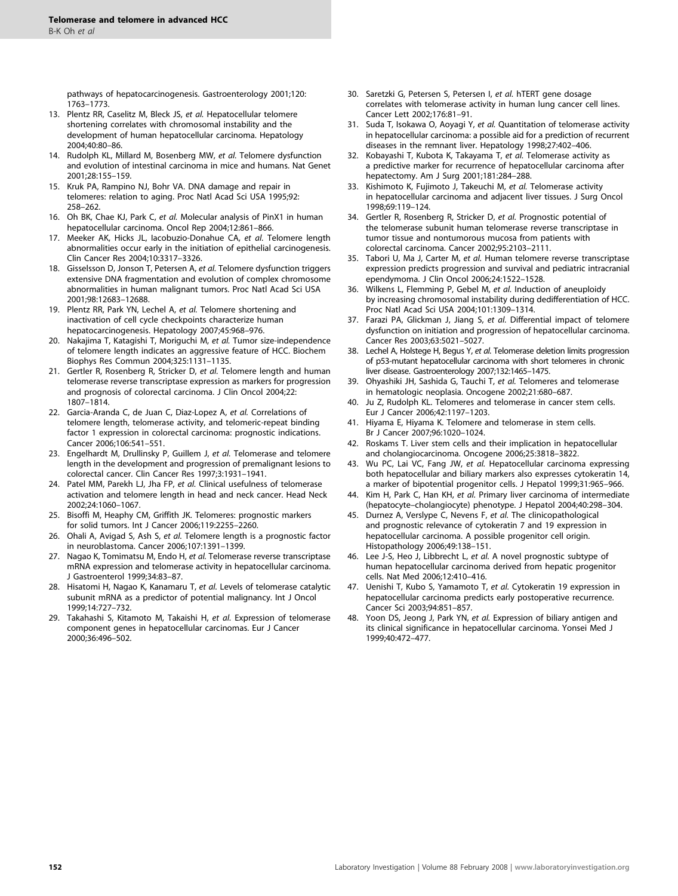pathways of hepatocarcinogenesis. Gastroenterology 2001;120: 1763–1773.

13. Plentz RR, Caselitz M, Bleck JS, *et al.* Hepatocellular telomere shortening correlates with chromosomal instability and the development of human hepatocellular carcinoma. Hepatology 2004;40:80–86.
14. Rudolph KL, Millard M, Bosenberg MW, *et al.* Telomere dysfunction and evolution of intestinal carcinoma in mice and humans. Nat Genet 2001;28:155–159.
15. Kruk PA, Rampino NJ, Bohr VA. DNA damage and repair in telomeres: relation to aging. Proc Natl Acad Sci USA 1995;92: 258–262.
16. Oh BK, Chae KJ, Park C, *et al.* Molecular analysis of PinX1 in human hepatocellular carcinoma. Oncol Rep 2004;12:861–866.
17. Meeker AK, Hicks JL, Iacobuzio-Donahue CA, *et al.* Telomere length abnormalities occur early in the initiation of epithelial carcinogenesis. Clin Cancer Res 2004;10:3317–3326.
18. Gisselsson D, Jonson T, Petersen A, *et al.* Telomere dysfunction triggers extensive DNA fragmentation and evolution of complex chromosome abnormalities in human malignant tumors. Proc Natl Acad Sci USA 2001;98:12683–12688.
19. Plentz RR, Park YN, Lechel A, *et al.* Telomere shortening and inactivation of cell cycle checkpoints characterize human hepatocarcinogenesis. Hepatology 2007;45:968–976.
20. Nakajima T, Katagishi T, Moriguchi M, *et al.* Tumor size-independence of telomere length indicates an aggressive feature of HCC. Biochem Biophys Res Commun 2004;325:1131–1135.
21. Gertler R, Rosenberg R, Stricker D, *et al.* Telomere length and human telomerase reverse transcriptase expression as markers for progression and prognosis of colorectal carcinoma. J Clin Oncol 2004;22: 1807–1814.
22. Garcia-Aranda C, de Juan C, Diaz-Lopez A, *et al.* Correlations of telomere length, telomerase activity, and telomeric-repeat binding factor 1 expression in colorectal carcinoma: prognostic indications. Cancer 2006;106:541–551.
23. Engelhardt M, Drullinsky P, Guillem J, *et al.* Telomerase and telomere length in the development and progression of premalignant lesions to colorectal cancer. Clin Cancer Res 1997;3:1931–1941.
24. Patel MM, Parekh LJ, Jha FP, *et al.* Clinical usefulness of telomerase activation and telomere length in head and neck cancer. Head Neck 2002;24:1060–1067.
25. Bisoffi M, Heaphy CM, Griffith JK. Telomeres: prognostic markers for solid tumors. Int J Cancer 2006;119:2255–2260.
26. Ohali A, Avigad S, Ash S, *et al.* Telomere length is a prognostic factor in neuroblastoma. Cancer 2006;107:1391–1399.
27. Nagao K, Tomimatsu M, Endo H, *et al.* Telomerase reverse transcriptase mRNA expression and telomerase activity in hepatocellular carcinoma. J Gastroenterol 1999;34:83–87.
28. Hisatomi H, Nagao K, Kanamaru T, *et al.* Levels of telomerase catalytic subunit mRNA as a predictor of potential malignancy. Int J Oncol 1999;14:727–732.
29. Takahashi S, Kitamoto M, Takaishi H, *et al.* Expression of telomerase component genes in hepatocellular carcinomas. Eur J Cancer 2000;36:496–502.
30. Saretzki G, Petersen S, Petersen I, *et al.* hTERT gene dosage correlates with telomerase activity in human lung cancer cell lines. Cancer Lett 2002;176:81–91.
31. Suda T, Isokawa O, Aoyagi Y, *et al.* Quantitation of telomerase activity in hepatocellular carcinoma: a possible aid for a prediction of recurrent diseases in the remnant liver. Hepatology 1998;27:402–406.
32. Kobayashi T, Kubota K, Takayama T, *et al.* Telomerase activity as a predictive marker for recurrence of hepatocellular carcinoma after hepatectomy. Am J Surg 2001;181:284–288.
33. Kishimoto K, Fujimoto J, Takeuchi M, *et al.* Telomerase activity in hepatocellular carcinoma and adjacent liver tissues. J Surg Oncol 1998;69:119–124.
34. Gertler R, Rosenberg R, Stricker D, *et al.* Prognostic potential of the telomerase subunit human telomerase reverse transcriptase in tumor tissue and nontumorous mucosa from patients with colorectal carcinoma. Cancer 2002;95:2103–2111.
35. Tabori U, Ma J, Carter M, *et al.* Human telomere reverse transcriptase expression predicts progression and survival and pediatric intracranial ependymoma. J Clin Oncol 2006;24:1522–1528.
36. Wilkens L, Flemming P, Gebel M, *et al.* Induction of aneuploidy by increasing chromosomal instability during dedifferentiation of HCC. Proc Natl Acad Sci USA 2004;101:1309–1314.
37. Farazi PA, Glickman J, Jiang S, *et al.* Differential impact of telomere dysfunction on initiation and progression of hepatocellular carcinoma. Cancer Res 2003;63:5021–5027.
38. Lechel A, Holstege H, Begus Y, *et al.* Telomerase deletion limits progression of p53-mutant hepatocellular carcinoma with short telomeres in chronic liver disease. Gastroenterology 2007;132:1465–1475.
39. Ohyashiki JH, Sashida G, Tauchi T, *et al.* Telomeres and telomerase in hematologic neoplasia. Oncogene 2002;21:680–687.
40. Ju Z, Rudolph KL. Telomeres and telomerase in cancer stem cells. Eur J Cancer 2006;42:1197–1203.
41. Hiyama E, Hiyama K. Telomere and telomerase in stem cells. Br J Cancer 2007;96:1020–1024.
42. Roskams T. Liver stem cells and their implication in hepatocellular and cholangiocarcinoma. Oncogene 2006;25:3818–3822.
43. Wu PC, Lai VC, Fang JW, *et al.* Hepatocellular carcinoma expressing both hepatocellular and biliary markers also expresses cytokeratin 14, a marker of bipotential progenitor cells. J Hepatol 1999;31:965–966.
44. Kim H, Park C, Han KH, *et al.* Primary liver carcinoma of intermediate (hepatocyte–cholangiocyte) phenotype. J Hepatol 2004;40:298–304.
45. Durnez A, Verslype C, Nevens F, *et al.* The clinicopathological and prognostic relevance of cytokeratin 7 and 19 expression in hepatocellular carcinoma. A possible progenitor cell origin. Histopathology 2006;49:138–151.
46. Lee J-S, Heo J, Libbrecht L, *et al.* A novel prognostic subtype of human hepatocellular carcinoma derived from hepatic progenitor cells. Nat Med 2006;12:410–416.
47. Uenishi T, Kubo S, Yamamoto T, *et al.* Cytokeratin 19 expression in hepatocellular carcinoma predicts early postoperative recurrence. Cancer Sci 2003;94:851–857.
48. Yoon DS, Jeong J, Park YN, *et al.* Expression of biliary antigen and its clinical significance in hepatocellular carcinoma. Yonsei Med J 1999;40:472–477.